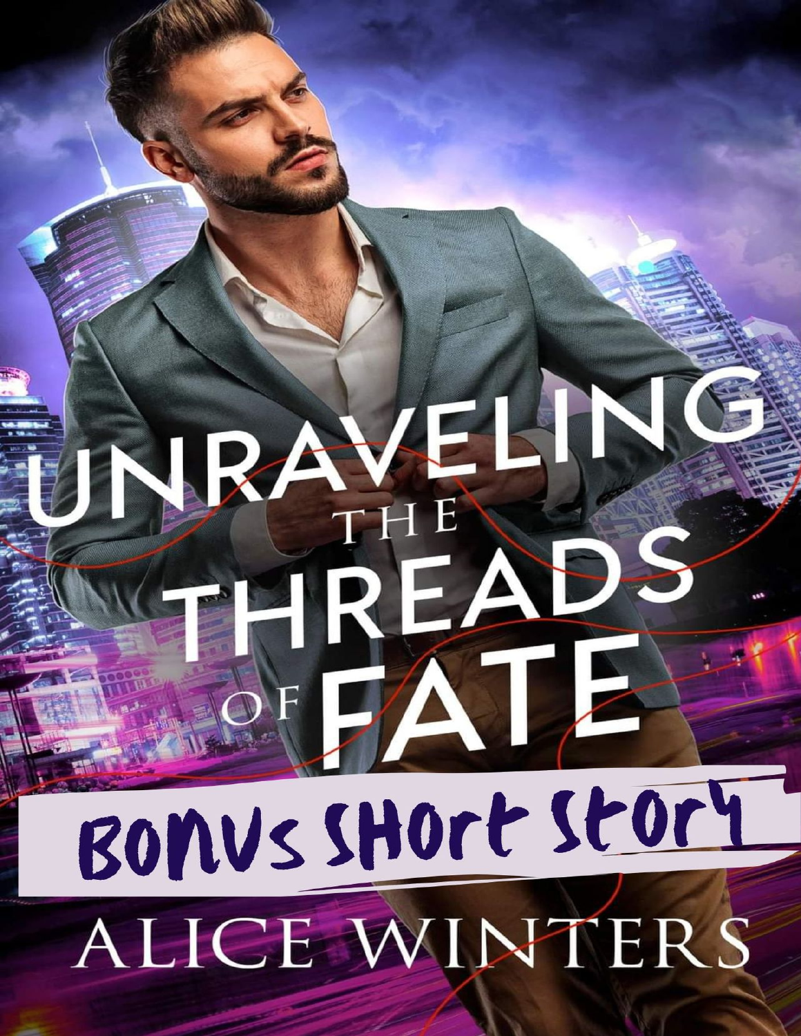# UNRAVELING THE THREADS OF FATE

## BONUS SHORT STORY

ALICE WINTERS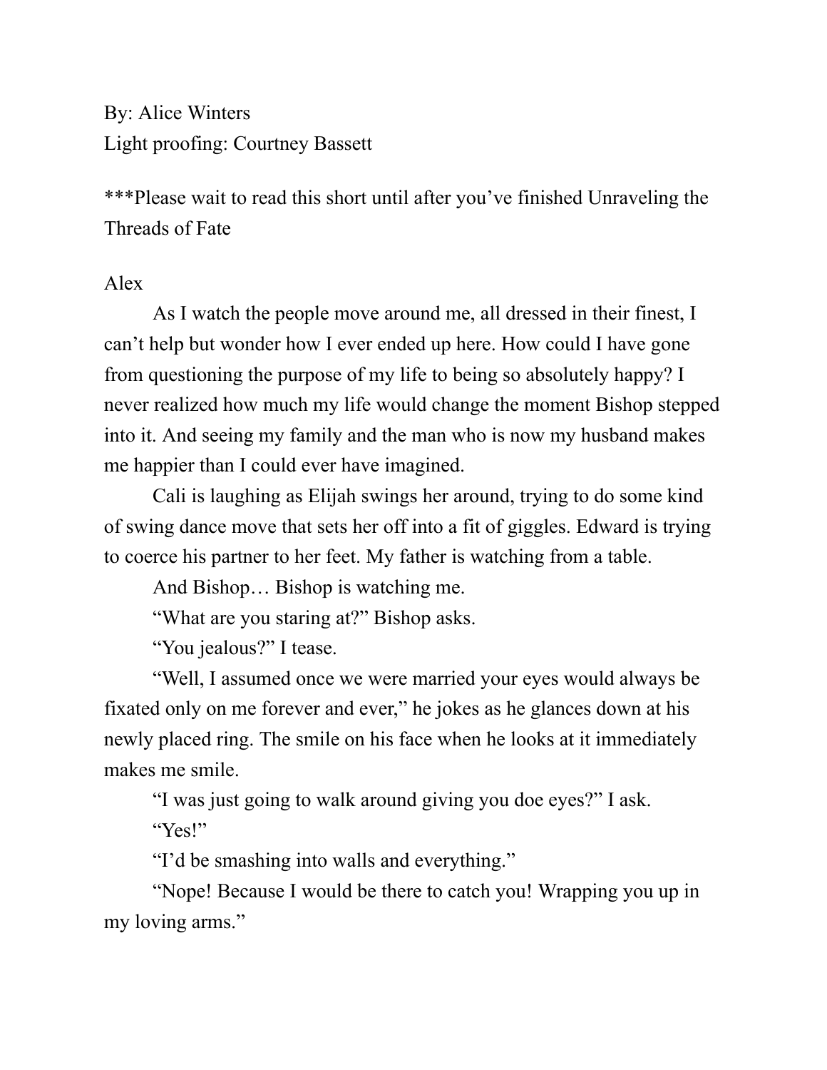By: Alice Winters
Light proofing: Courtney Bassett

***Please wait to read this short until after you've finished Unraveling the Threads of Fate

Alex

As I watch the people move around me, all dressed in their finest, I can't help but wonder how I ever ended up here. How could I have gone from questioning the purpose of my life to being so absolutely happy? I never realized how much my life would change the moment Bishop stepped into it. And seeing my family and the man who is now my husband makes me happier than I could ever have imagined.

Cali is laughing as Elijah swings her around, trying to do some kind of swing dance move that sets her off into a fit of giggles. Edward is trying to coerce his partner to her feet. My father is watching from a table.

And Bishop… Bishop is watching me.

"What are you staring at?" Bishop asks.

"You jealous?" I tease.

"Well, I assumed once we were married your eyes would always be fixated only on me forever and ever," he jokes as he glances down at his newly placed ring. The smile on his face when he looks at it immediately makes me smile.

"I was just going to walk around giving you doe eyes?" I ask.

"Yes!"

"I'd be smashing into walls and everything."

"Nope! Because I would be there to catch you! Wrapping you up in my loving arms."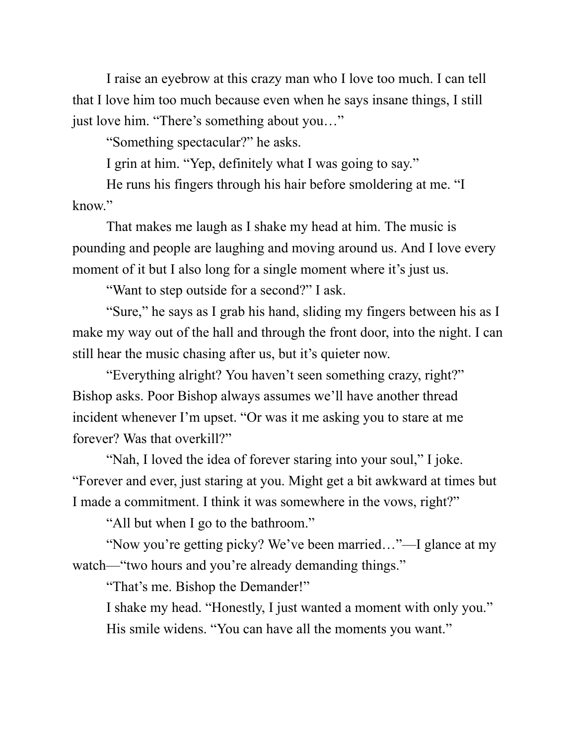I raise an eyebrow at this crazy man who I love too much. I can tell that I love him too much because even when he says insane things, I still just love him. “There’s something about you…”

“Something spectacular?” he asks.

I grin at him. “Yep, definitely what I was going to say.”

He runs his fingers through his hair before smoldering at me. “I know.”

That makes me laugh as I shake my head at him. The music is pounding and people are laughing and moving around us. And I love every moment of it but I also long for a single moment where it’s just us.

“Want to step outside for a second?” I ask.

“Sure,” he says as I grab his hand, sliding my fingers between his as I make my way out of the hall and through the front door, into the night. I can still hear the music chasing after us, but it’s quieter now.

“Everything alright? You haven’t seen something crazy, right?” Bishop asks. Poor Bishop always assumes we’ll have another thread incident whenever I’m upset. “Or was it me asking you to stare at me forever? Was that overkill?”

“Nah, I loved the idea of forever staring into your soul,” I joke. “Forever and ever, just staring at you. Might get a bit awkward at times but I made a commitment. I think it was somewhere in the vows, right?”

“All but when I go to the bathroom.”

“Now you’re getting picky? We’ve been married…”—I glance at my watch—“two hours and you’re already demanding things.”

“That’s me. Bishop the Demander!”

I shake my head. “Honestly, I just wanted a moment with only you.”

His smile widens. “You can have all the moments you want.”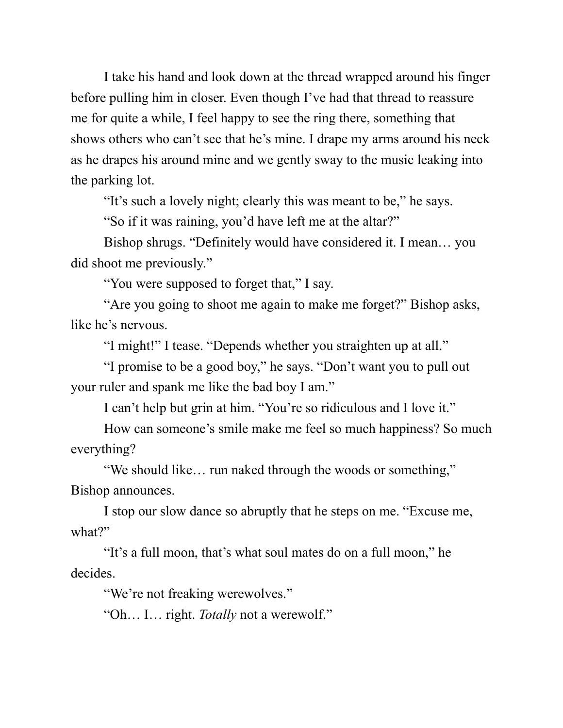I take his hand and look down at the thread wrapped around his finger before pulling him in closer. Even though I've had that thread to reassure me for quite a while, I feel happy to see the ring there, something that shows others who can't see that he's mine. I drape my arms around his neck as he drapes his around mine and we gently sway to the music leaking into the parking lot.

"It's such a lovely night; clearly this was meant to be," he says.

"So if it was raining, you'd have left me at the altar?"

Bishop shrugs. "Definitely would have considered it. I mean… you did shoot me previously."

"You were supposed to forget that," I say.

"Are you going to shoot me again to make me forget?" Bishop asks, like he's nervous.

"I might!" I tease. "Depends whether you straighten up at all."

"I promise to be a good boy," he says. "Don't want you to pull out your ruler and spank me like the bad boy I am."

I can't help but grin at him. "You're so ridiculous and I love it."

How can someone's smile make me feel so much happiness? So much everything?

"We should like… run naked through the woods or something," Bishop announces.

I stop our slow dance so abruptly that he steps on me. "Excuse me, what?"

"It's a full moon, that's what soul mates do on a full moon," he decides.

"We're not freaking werewolves."

"Oh… I… right. *Totally* not a werewolf."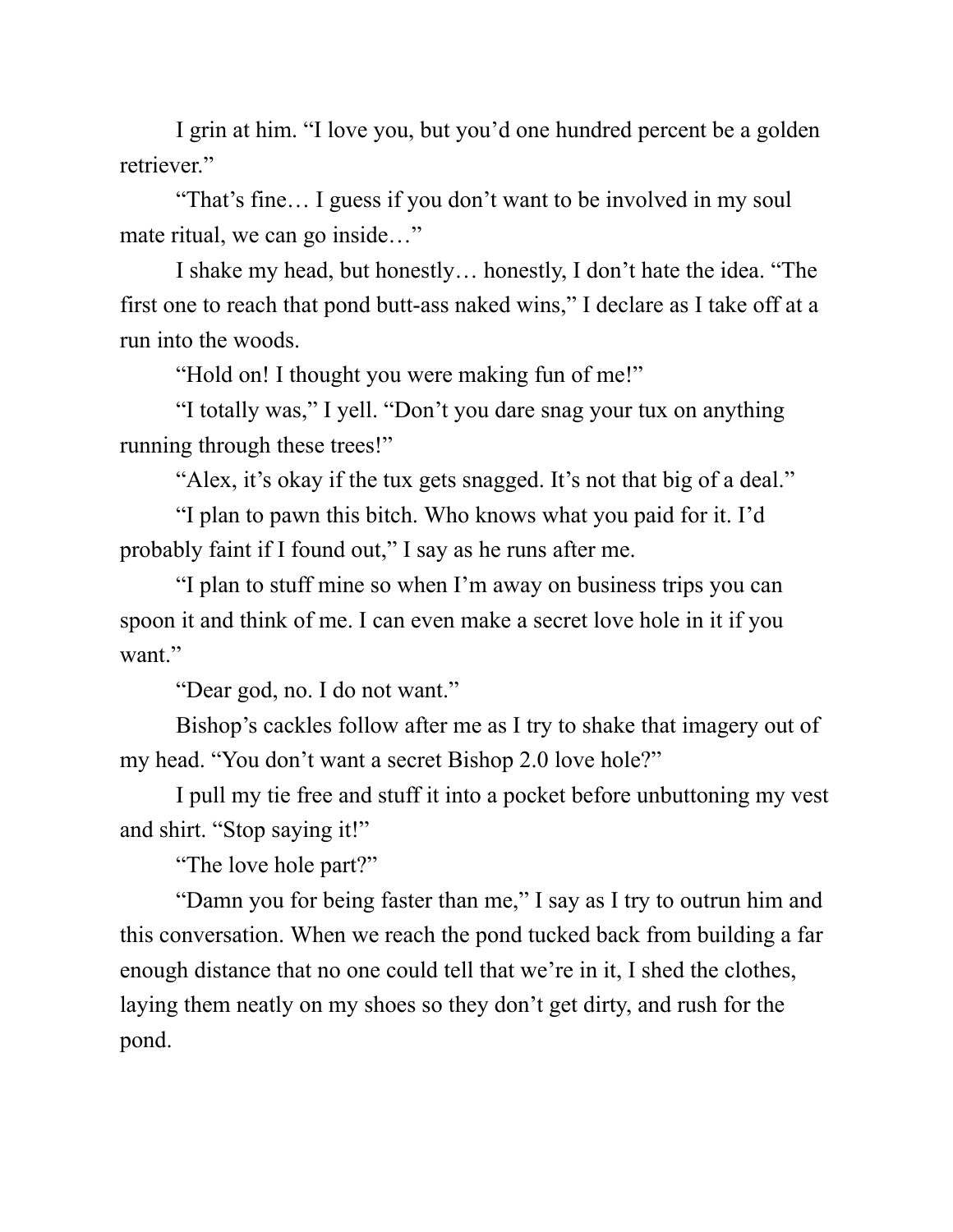I grin at him. "I love you, but you'd one hundred percent be a golden retriever."

"That's fine… I guess if you don't want to be involved in my soul mate ritual, we can go inside…"

I shake my head, but honestly… honestly, I don't hate the idea. "The first one to reach that pond butt-ass naked wins," I declare as I take off at a run into the woods.

"Hold on! I thought you were making fun of me!"

"I totally was," I yell. "Don't you dare snag your tux on anything running through these trees!"

"Alex, it's okay if the tux gets snagged. It's not that big of a deal."

"I plan to pawn this bitch. Who knows what you paid for it. I'd probably faint if I found out," I say as he runs after me.

"I plan to stuff mine so when I'm away on business trips you can spoon it and think of me. I can even make a secret love hole in it if you want."

"Dear god, no. I do not want."

Bishop's cackles follow after me as I try to shake that imagery out of my head. "You don't want a secret Bishop 2.0 love hole?"

I pull my tie free and stuff it into a pocket before unbuttoning my vest and shirt. "Stop saying it!"

"The love hole part?"

"Damn you for being faster than me," I say as I try to outrun him and this conversation. When we reach the pond tucked back from building a far enough distance that no one could tell that we're in it, I shed the clothes, laying them neatly on my shoes so they don't get dirty, and rush for the pond.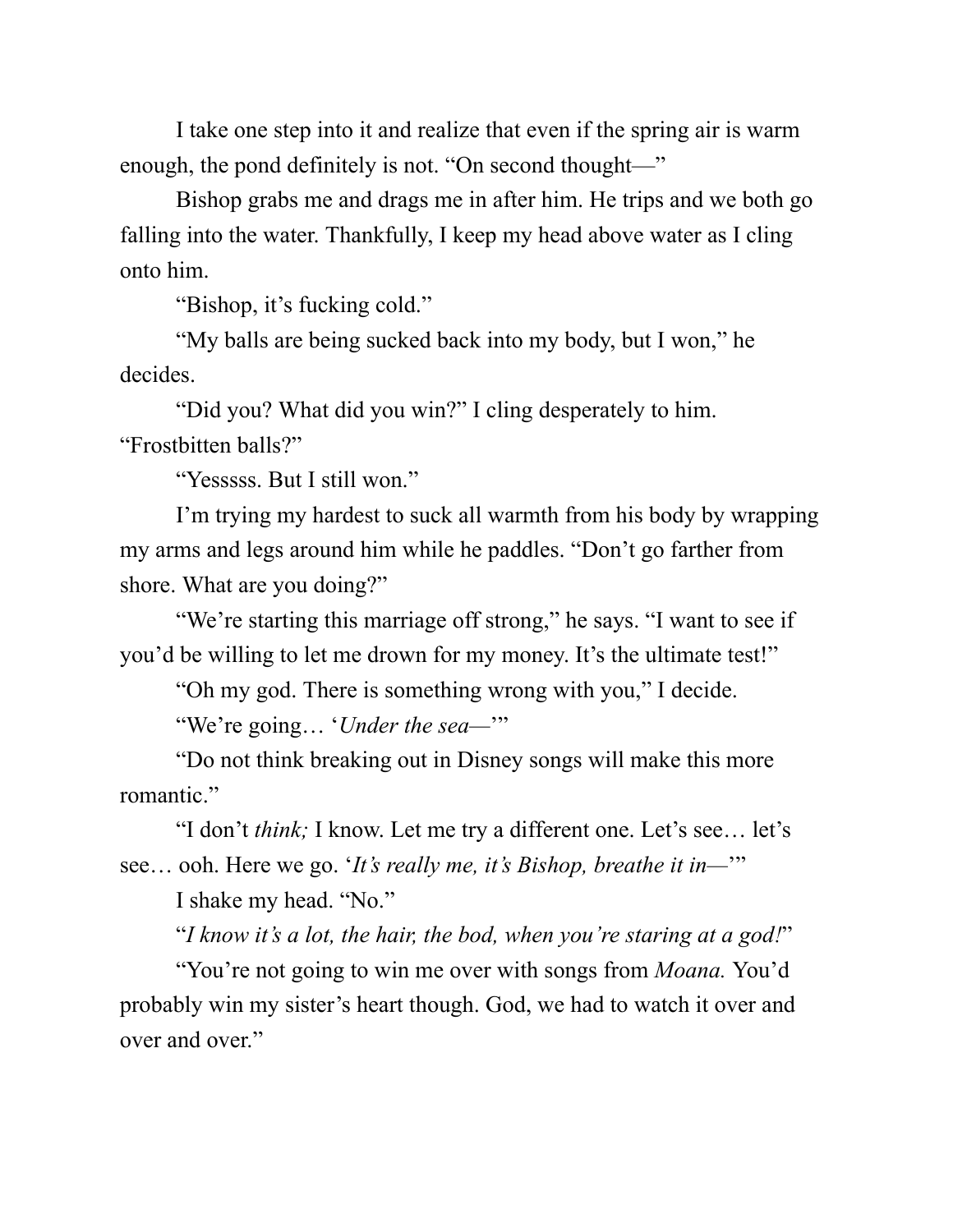I take one step into it and realize that even if the spring air is warm enough, the pond definitely is not. "On second thought—"

Bishop grabs me and drags me in after him. He trips and we both go falling into the water. Thankfully, I keep my head above water as I cling onto him.

"Bishop, it's fucking cold."

"My balls are being sucked back into my body, but I won," he decides.

"Did you? What did you win?" I cling desperately to him. "Frostbitten balls?"

"Yesssss. But I still won."

I'm trying my hardest to suck all warmth from his body by wrapping my arms and legs around him while he paddles. "Don't go farther from shore. What are you doing?"

"We're starting this marriage off strong," he says. "I want to see if you'd be willing to let me drown for my money. It's the ultimate test!"

"Oh my god. There is something wrong with you," I decide.

"We're going… '*Under the sea—*'"

"Do not think breaking out in Disney songs will make this more romantic."

"I don't *think;* I know. Let me try a different one. Let's see… let's see… ooh. Here we go. '*It's really me, it's Bishop, breathe it in—*'"

I shake my head. "No."

"*I know it's a lot, the hair, the bod, when you're staring at a god!*"

"You're not going to win me over with songs from *Moana.* You'd probably win my sister's heart though. God, we had to watch it over and over and over."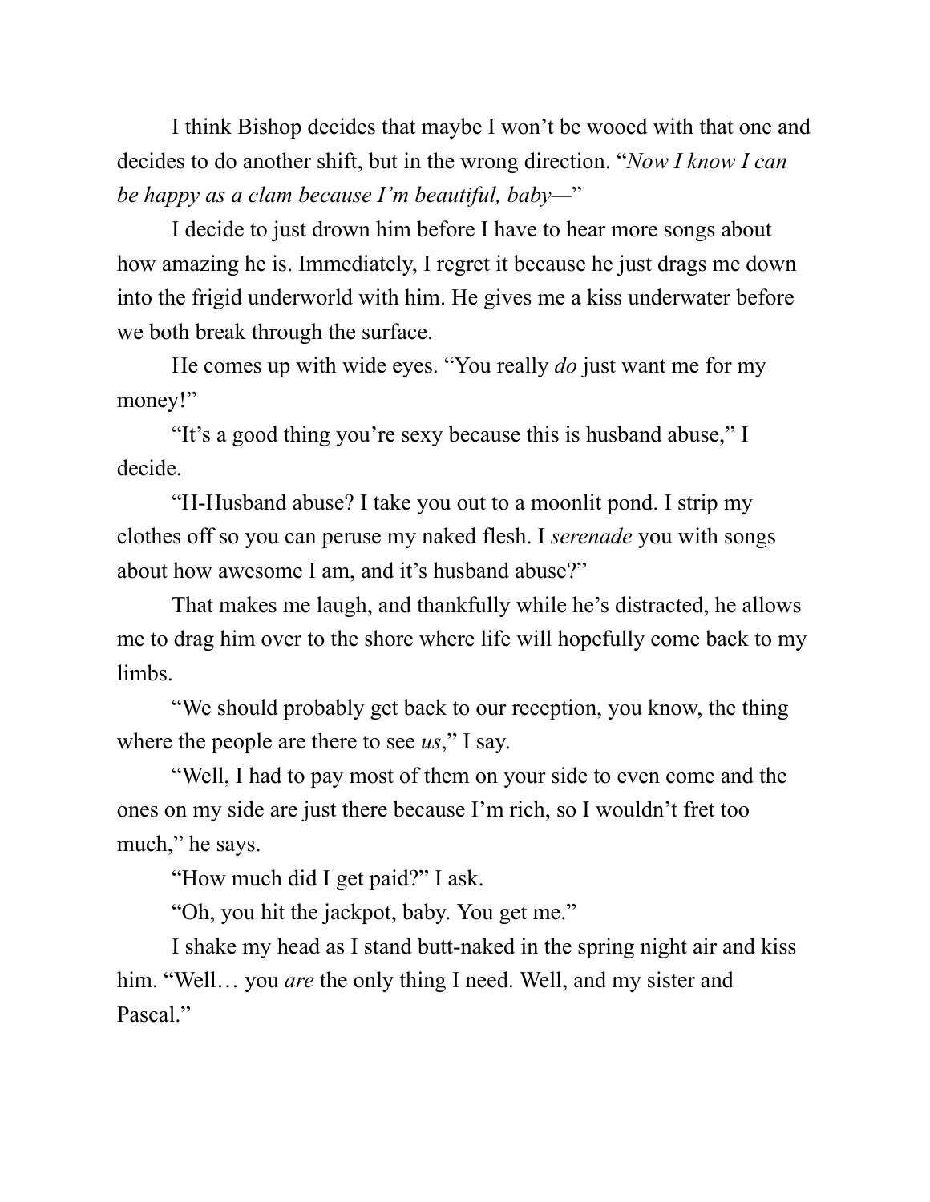I think Bishop decides that maybe I won't be wooed with that one and decides to do another shift, but in the wrong direction. "*Now I know I can be happy as a clam because I'm beautiful, baby—*"

I decide to just drown him before I have to hear more songs about how amazing he is. Immediately, I regret it because he just drags me down into the frigid underworld with him. He gives me a kiss underwater before we both break through the surface.

He comes up with wide eyes. "You really *do* just want me for my money!"

"It's a good thing you're sexy because this is husband abuse," I decide.

"H-Husband abuse? I take you out to a moonlit pond. I strip my clothes off so you can peruse my naked flesh. I *serenade* you with songs about how awesome I am, and it's husband abuse?"

That makes me laugh, and thankfully while he's distracted, he allows me to drag him over to the shore where life will hopefully come back to my limbs.

"We should probably get back to our reception, you know, the thing where the people are there to see *us*," I say.

"Well, I had to pay most of them on your side to even come and the ones on my side are just there because I'm rich, so I wouldn't fret too much," he says.

"How much did I get paid?" I ask.

"Oh, you hit the jackpot, baby. You get me."

I shake my head as I stand butt-naked in the spring night air and kiss him. "Well… you *are* the only thing I need. Well, and my sister and Pascal."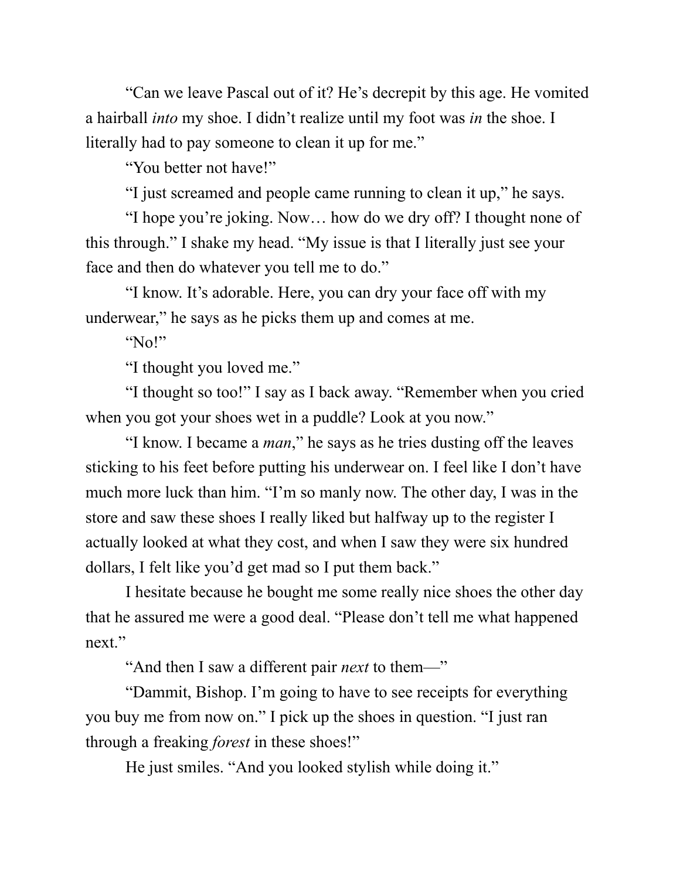"Can we leave Pascal out of it? He's decrepit by this age. He vomited a hairball *into* my shoe. I didn't realize until my foot was *in* the shoe. I literally had to pay someone to clean it up for me."

"You better not have!"

"I just screamed and people came running to clean it up," he says.

"I hope you're joking. Now… how do we dry off? I thought none of this through." I shake my head. "My issue is that I literally just see your face and then do whatever you tell me to do."

"I know. It's adorable. Here, you can dry your face off with my underwear," he says as he picks them up and comes at me.

"No!"

"I thought you loved me."

"I thought so too!" I say as I back away. "Remember when you cried when you got your shoes wet in a puddle? Look at you now."

"I know. I became a *man*," he says as he tries dusting off the leaves sticking to his feet before putting his underwear on. I feel like I don't have much more luck than him. "I'm so manly now. The other day, I was in the store and saw these shoes I really liked but halfway up to the register I actually looked at what they cost, and when I saw they were six hundred dollars, I felt like you'd get mad so I put them back."

I hesitate because he bought me some really nice shoes the other day that he assured me were a good deal. "Please don't tell me what happened next."

"And then I saw a different pair *next* to them—"

"Dammit, Bishop. I'm going to have to see receipts for everything you buy me from now on." I pick up the shoes in question. "I just ran through a freaking *forest* in these shoes!"

He just smiles. "And you looked stylish while doing it."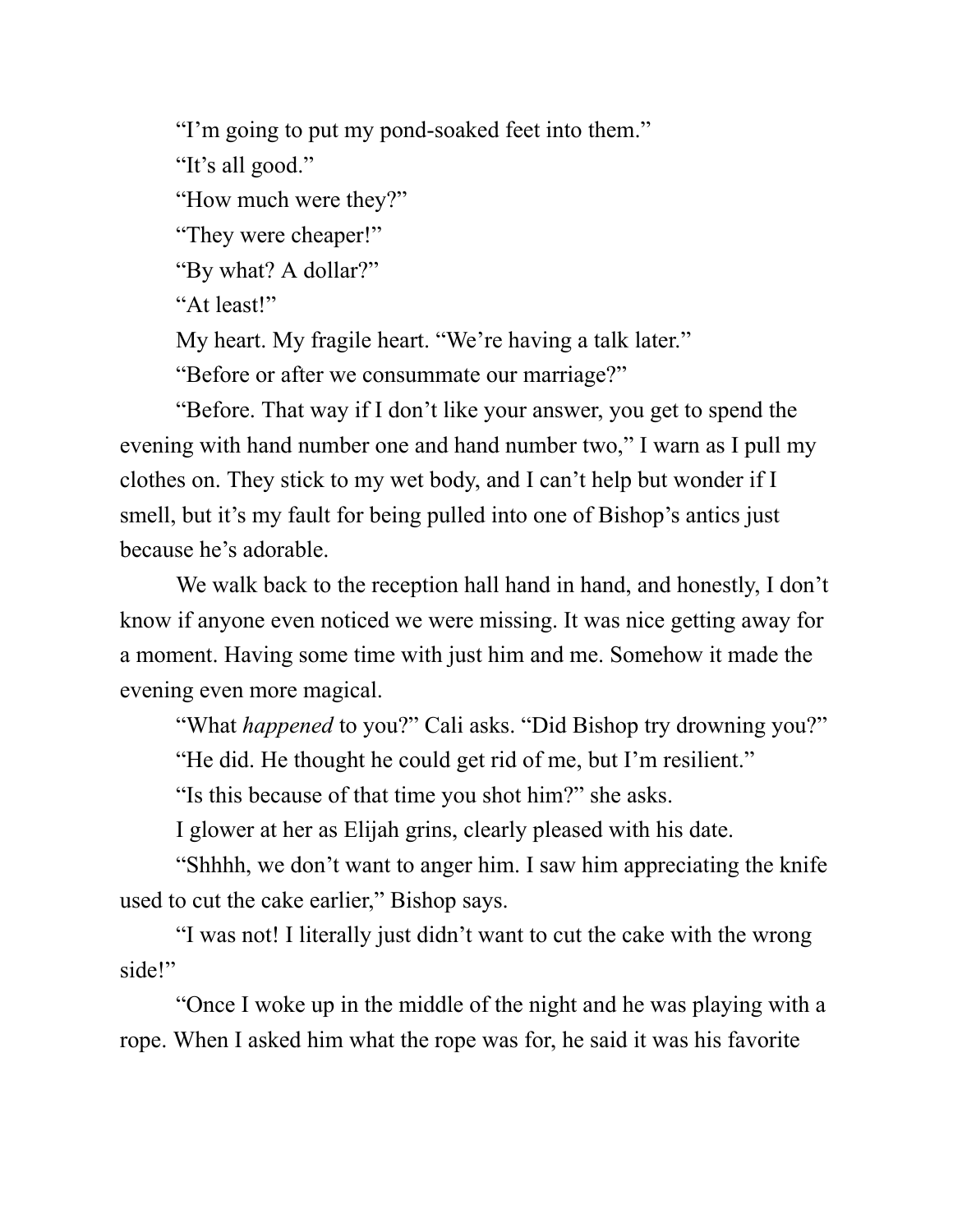"I'm going to put my pond-soaked feet into them."

"It's all good."

"How much were they?"

"They were cheaper!"

"By what? A dollar?"

"At least!"

My heart. My fragile heart. "We're having a talk later."

"Before or after we consummate our marriage?"

"Before. That way if I don't like your answer, you get to spend the evening with hand number one and hand number two," I warn as I pull my clothes on. They stick to my wet body, and I can't help but wonder if I smell, but it's my fault for being pulled into one of Bishop's antics just because he's adorable.

We walk back to the reception hall hand in hand, and honestly, I don't know if anyone even noticed we were missing. It was nice getting away for a moment. Having some time with just him and me. Somehow it made the evening even more magical.

"What *happened* to you?" Cali asks. "Did Bishop try drowning you?"

"He did. He thought he could get rid of me, but I'm resilient."

"Is this because of that time you shot him?" she asks.

I glower at her as Elijah grins, clearly pleased with his date.

"Shhhh, we don't want to anger him. I saw him appreciating the knife used to cut the cake earlier," Bishop says.

"I was not! I literally just didn't want to cut the cake with the wrong side!"

"Once I woke up in the middle of the night and he was playing with a rope. When I asked him what the rope was for, he said it was his favorite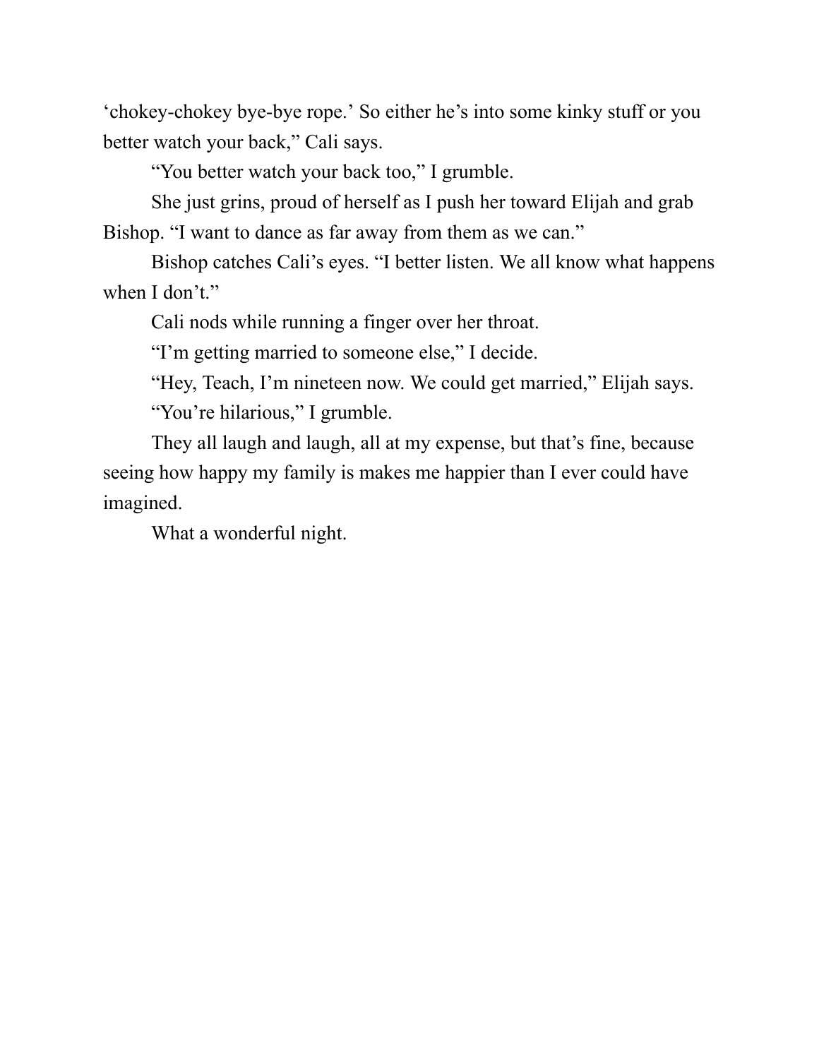'chokey-chokey bye-bye rope.' So either he's into some kinky stuff or you better watch your back," Cali says.

"You better watch your back too," I grumble.

She just grins, proud of herself as I push her toward Elijah and grab Bishop. "I want to dance as far away from them as we can."

Bishop catches Cali's eyes. "I better listen. We all know what happens when I don't."

Cali nods while running a finger over her throat.

"I'm getting married to someone else," I decide.

"Hey, Teach, I'm nineteen now. We could get married," Elijah says.

"You're hilarious," I grumble.

They all laugh and laugh, all at my expense, but that's fine, because seeing how happy my family is makes me happier than I ever could have imagined.

What a wonderful night.